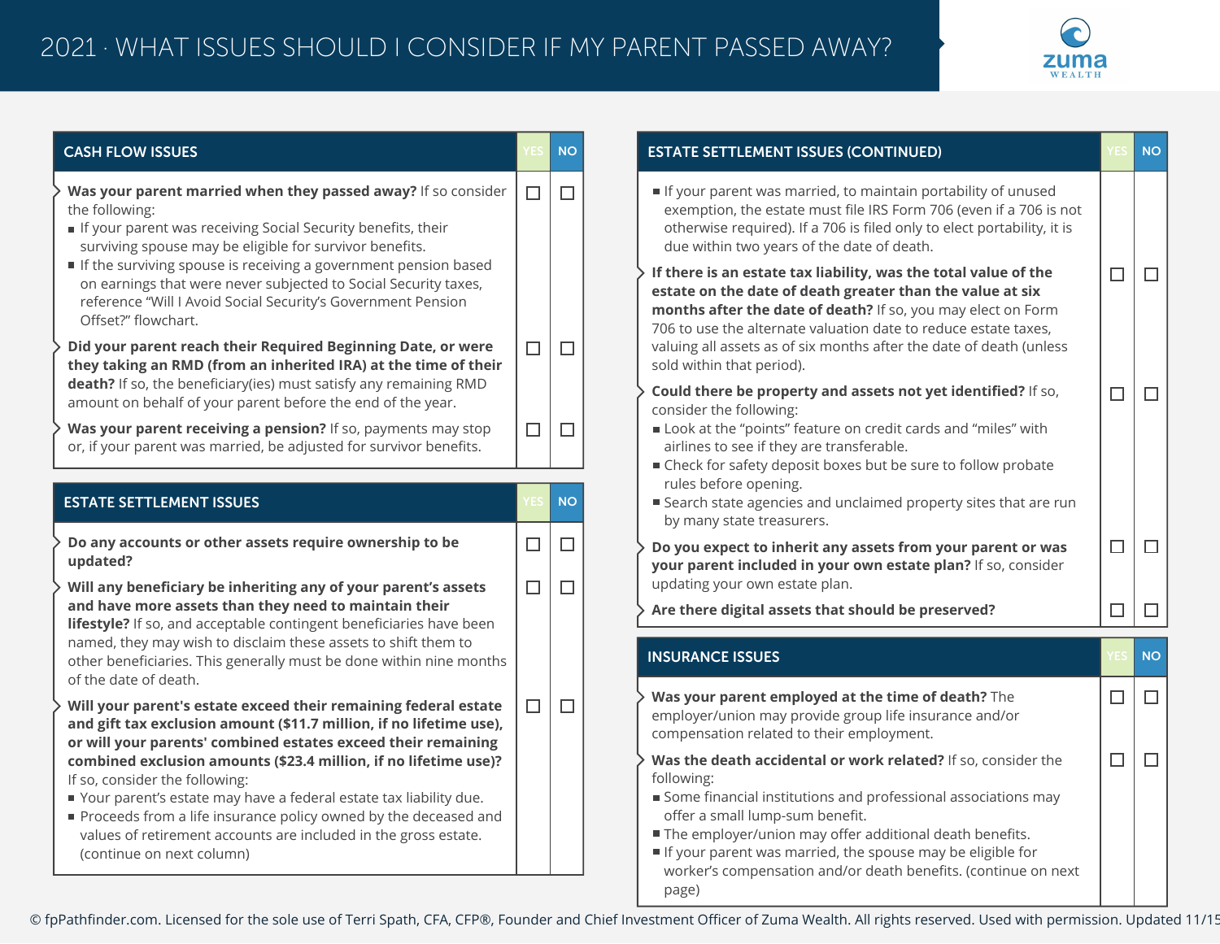# 2021 · WHAT ISSUES SHOULD I CONSIDER IF MY PARENT PASSED AWAY?

## CASH FLOW ISSUES

| CASH FLOW ISSUES | YES | NO |
|---|---|---|
| **Was your parent married when they passed away?** If so consider the following: ■ If your parent was receiving Social Security benefits, their surviving spouse may be eligible for survivor benefits. ■ If the surviving spouse is receiving a government pension based on earnings that were never subjected to Social Security taxes, reference "Will I Avoid Social Security's Government Pension Offset?" flowchart. | ☐ | ☐ |
| **Did your parent reach their Required Beginning Date, or were they taking an RMD (from an inherited IRA) at the time of their death?** If so, the beneficiary(ies) must satisfy any remaining RMD amount on behalf of your parent before the end of the year. | ☐ | ☐ |
| **Was your parent receiving a pension?** If so, payments may stop or, if your parent was married, be adjusted for survivor benefits. | ☐ | ☐ |

## ESTATE SETTLEMENT ISSUES

| ESTATE SETTLEMENT ISSUES | YES | NO |
|---|---|---|
| **Do any accounts or other assets require ownership to be updated?** | ☐ | ☐ |
| **Will any beneficiary be inheriting any of your parent's assets and have more assets than they need to maintain their lifestyle?** If so, and acceptable contingent beneficiaries have been named, they may wish to disclaim these assets to shift them to other beneficiaries. This generally must be done within nine months of the date of death. | ☐ | ☐ |
| **Will your parent's estate exceed their remaining federal estate and gift tax exclusion amount ($11.7 million, if no lifetime use), or will your parents' combined estates exceed their remaining combined exclusion amounts ($23.4 million, if no lifetime use)?** If so, consider the following: ■ Your parent's estate may have a federal estate tax liability due. ■ Proceeds from a life insurance policy owned by the deceased and values of retirement accounts are included in the gross estate. (continue on next column) | ☐ | ☐ |

## ESTATE SETTLEMENT ISSUES (CONTINUED)

| ESTATE SETTLEMENT ISSUES (CONTINUED) | YES | NO |
|---|---|---|
| ■ If your parent was married, to maintain portability of unused exemption, the estate must file IRS Form 706 (even if a 706 is not otherwise required). If a 706 is filed only to elect portability, it is due within two years of the date of death. | | |
| **If there is an estate tax liability, was the total value of the estate on the date of death greater than the value at six months after the date of death?** If so, you may elect on Form 706 to use the alternate valuation date to reduce estate taxes, valuing all assets as of six months after the date of death (unless sold within that period). | ☐ | ☐ |
| **Could there be property and assets not yet identified?** If so, consider the following: ■ Look at the "points" feature on credit cards and "miles" with airlines to see if they are transferable. ■ Check for safety deposit boxes but be sure to follow probate rules before opening. ■ Search state agencies and unclaimed property sites that are run by many state treasurers. | ☐ | ☐ |
| **Do you expect to inherit any assets from your parent or was your parent included in your own estate plan?** If so, consider updating your own estate plan. | ☐ | ☐ |
| **Are there digital assets that should be preserved?** | ☐ | ☐ |

## INSURANCE ISSUES

| INSURANCE ISSUES | YES | NO |
|---|---|---|
| **Was your parent employed at the time of death?** The employer/union may provide group life insurance and/or compensation related to their employment. | ☐ | ☐ |
| **Was the death accidental or work related?** If so, consider the following: ■ Some financial institutions and professional associations may offer a small lump-sum benefit. ■ The employer/union may offer additional death benefits. ■ If your parent was married, the spouse may be eligible for worker's compensation and/or death benefits. (continue on next page) | ☐ | ☐ |

© fpPathfinder.com. Licensed for the sole use of Terri Spath, CFA, CFP®, Founder and Chief Investment Officer of Zuma Wealth. All rights reserved. Used with permission. Updated 11/15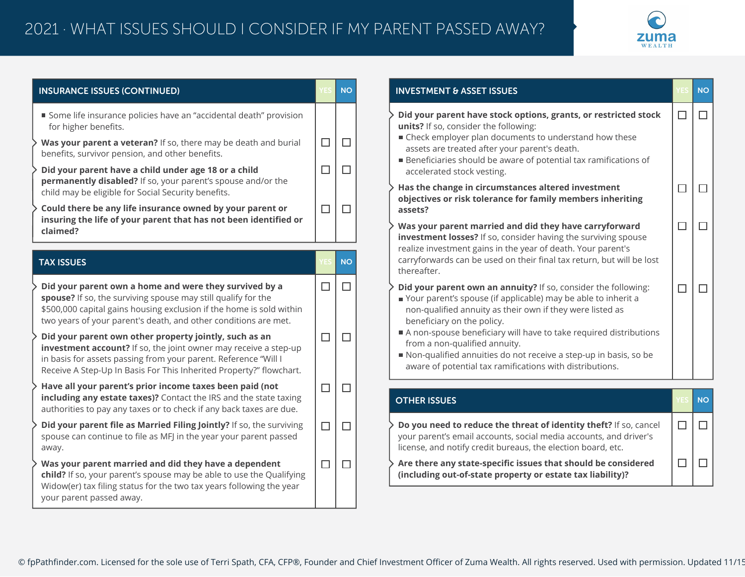# 2021 · WHAT ISSUES SHOULD I CONSIDER IF MY PARENT PASSED AWAY?

| INSURANCE ISSUES (CONTINUED) | YES | NO |
|---|---|---|
| ■ Some life insurance policies have an "accidental death" provision for higher benefits. | | |
| **Was your parent a veteran?** If so, there may be death and burial benefits, survivor pension, and other benefits. | ☐ | ☐ |
| **Did your parent have a child under age 18 or a child permanently disabled?** If so, your parent's spouse and/or the child may be eligible for Social Security benefits. | ☐ | ☐ |
| **Could there be any life insurance owned by your parent or insuring the life of your parent that has not been identified or claimed?** | ☐ | ☐ |

| TAX ISSUES | YES | NO |
|---|---|---|
| **Did your parent own a home and were they survived by a spouse?** If so, the surviving spouse may still qualify for the $500,000 capital gains housing exclusion if the home is sold within two years of your parent's death, and other conditions are met. | ☐ | ☐ |
| **Did your parent own other property jointly, such as an investment account?** If so, the joint owner may receive a step-up in basis for assets passing from your parent. Reference "Will I Receive A Step-Up In Basis For This Inherited Property?" flowchart. | ☐ | ☐ |
| **Have all your parent's prior income taxes been paid (not including any estate taxes)?** Contact the IRS and the state taxing authorities to pay any taxes or to check if any back taxes are due. | ☐ | ☐ |
| **Did your parent file as Married Filing Jointly?** If so, the surviving spouse can continue to file as MFJ in the year your parent passed away. | ☐ | ☐ |
| **Was your parent married and did they have a dependent child?** If so, your parent's spouse may be able to use the Qualifying Widow(er) tax filing status for the two tax years following the year your parent passed away. | ☐ | ☐ |

| INVESTMENT & ASSET ISSUES | YES | NO |
|---|---|---|
| **Did your parent have stock options, grants, or restricted stock units?** If so, consider the following:<br>■ Check employer plan documents to understand how these assets are treated after your parent's death.<br>■ Beneficiaries should be aware of potential tax ramifications of accelerated stock vesting. | ☐ | ☐ |
| **Has the change in circumstances altered investment objectives or risk tolerance for family members inheriting assets?** | ☐ | ☐ |
| **Was your parent married and did they have carryforward investment losses?** If so, consider having the surviving spouse realize investment gains in the year of death. Your parent's carryforwards can be used on their final tax return, but will be lost thereafter. | ☐ | ☐ |
| **Did your parent own an annuity?** If so, consider the following:<br>■ Your parent's spouse (if applicable) may be able to inherit a non-qualified annuity as their own if they were listed as beneficiary on the policy.<br>■ A non-spouse beneficiary will have to take required distributions from a non-qualified annuity.<br>■ Non-qualified annuities do not receive a step-up in basis, so be aware of potential tax ramifications with distributions. | ☐ | ☐ |

| OTHER ISSUES | YES | NO |
|---|---|---|
| **Do you need to reduce the threat of identity theft?** If so, cancel your parent's email accounts, social media accounts, and driver's license, and notify credit bureaus, the election board, etc. | ☐ | ☐ |
| **Are there any state-specific issues that should be considered (including out-of-state property or estate tax liability)?** | ☐ | ☐ |

© fpPathfinder.com. Licensed for the sole use of Terri Spath, CFA, CFP®, Founder and Chief Investment Officer of Zuma Wealth. All rights reserved. Used with permission. Updated 11/15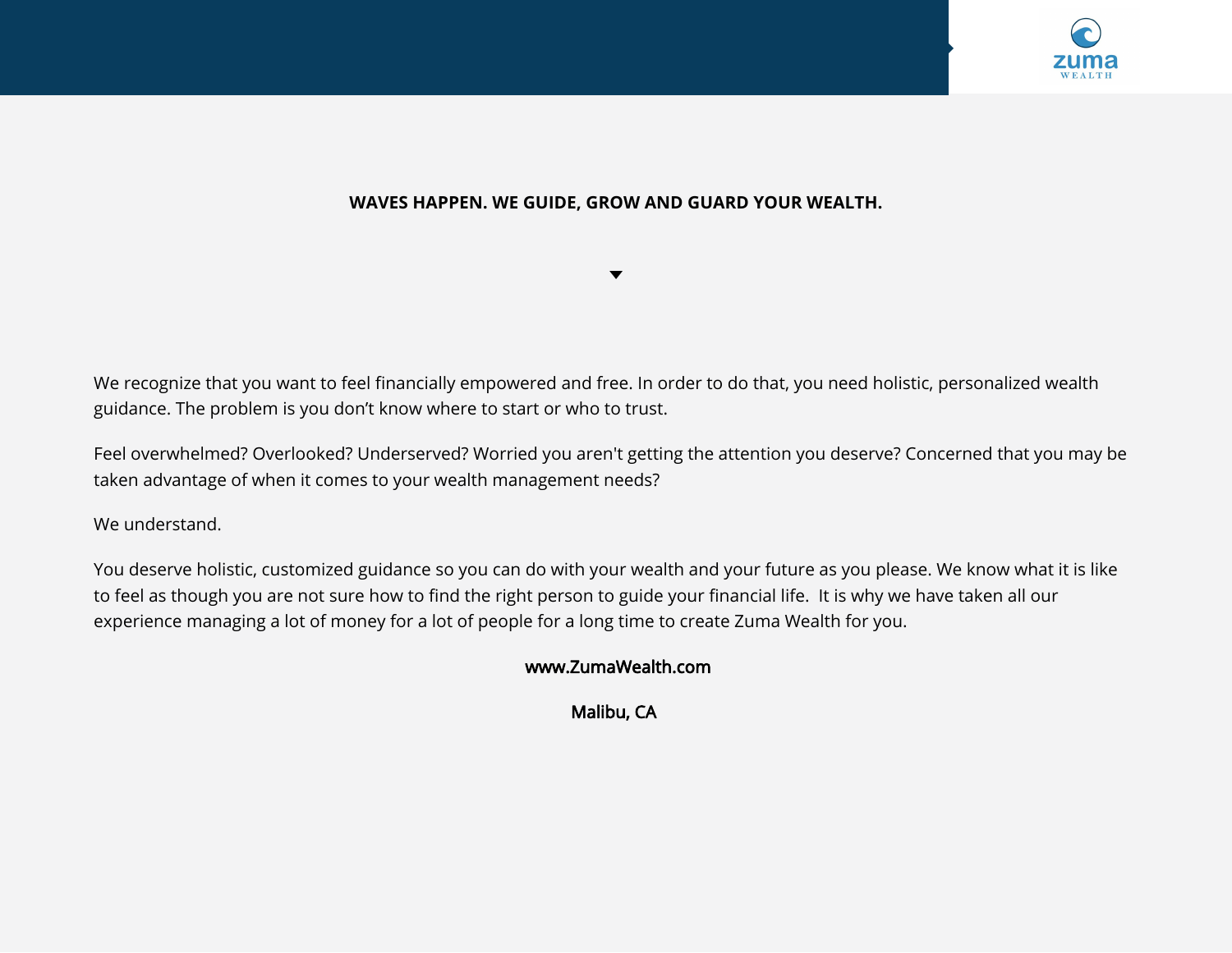**WAVES HAPPEN. WE GUIDE, GROW AND GUARD YOUR WEALTH.**

We recognize that you want to feel financially empowered and free. In order to do that, you need holistic, personalized wealth guidance. The problem is you don't know where to start or who to trust.

Feel overwhelmed? Overlooked? Underserved? Worried you aren't getting the attention you deserve? Concerned that you may be taken advantage of when it comes to your wealth management needs?

We understand.

You deserve holistic, customized guidance so you can do with your wealth and your future as you please. We know what it is like to feel as though you are not sure how to find the right person to guide your financial life. It is why we have taken all our experience managing a lot of money for a lot of people for a long time to create Zuma Wealth for you.

**www.ZumaWealth.com**

**Malibu, CA**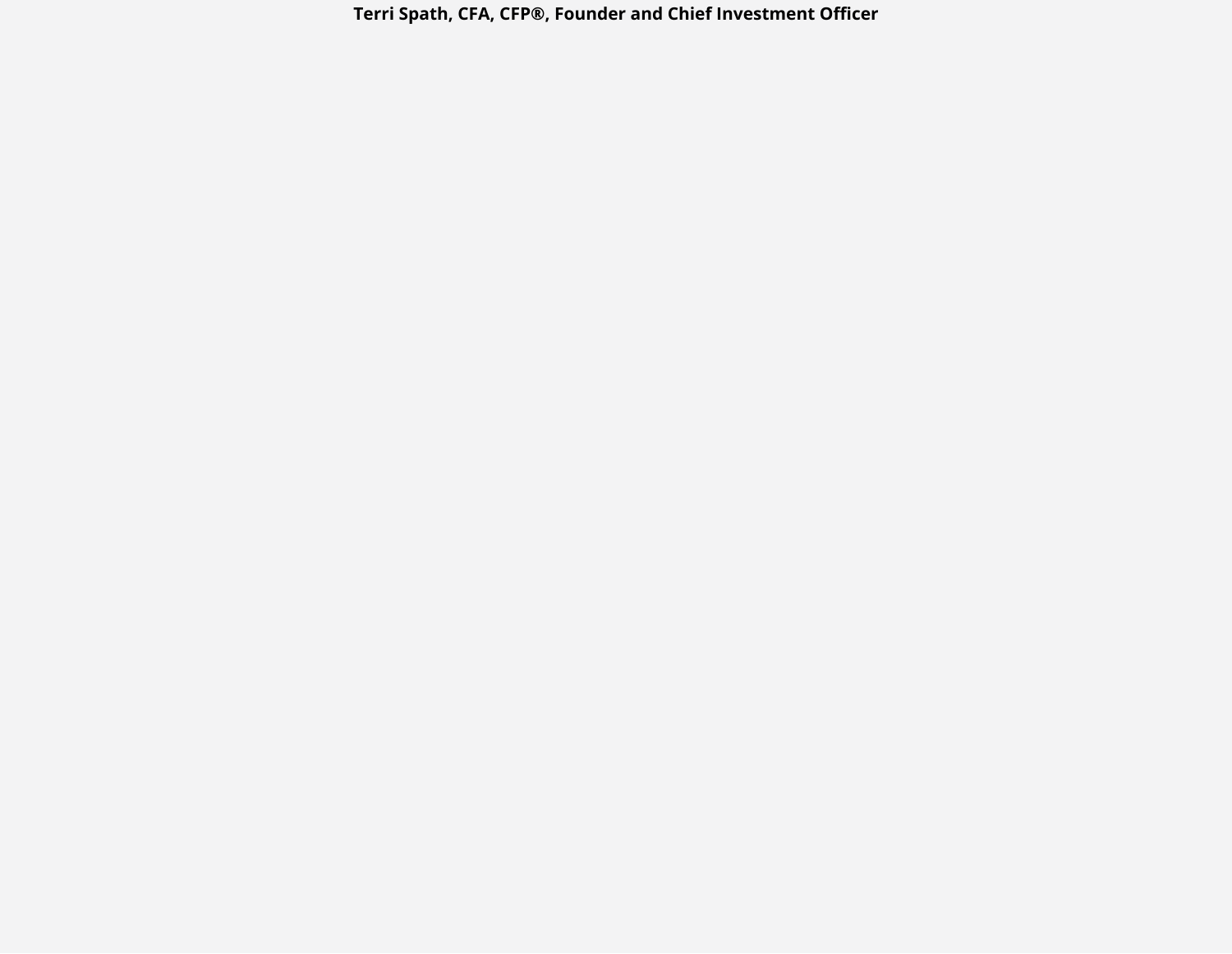**Terri Spath, CFA, CFP®, Founder and Chief Investment Officer**